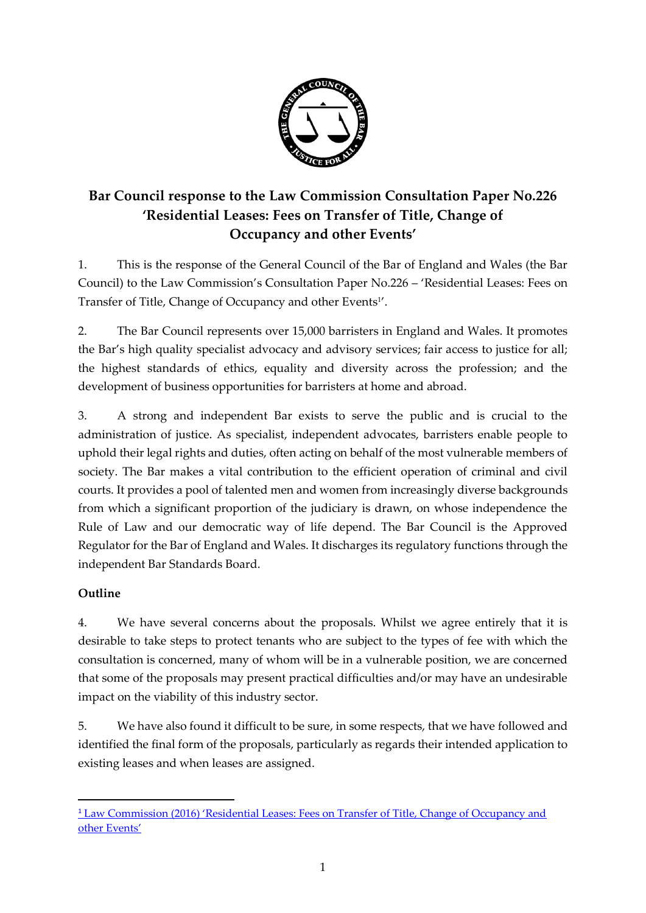# Bar Council response to the Law Commission Consultation Paper No.226 'Residential Leases: Fees on Transfer of Title, Change of Occupancy and other Events'

1. This is the response of the General Council of the Bar of England and Wales (the Bar Council) to the Law Commission's Consultation Paper No.226 – 'Residential Leases: Fees on Transfer of Title, Change of Occupancy and other Events[1]'.

2. The Bar Council represents over 15,000 barristers in England and Wales. It promotes the Bar's high quality specialist advocacy and advisory services; fair access to justice for all; the highest standards of ethics, equality and diversity across the profession; and the development of business opportunities for barristers at home and abroad.

3. A strong and independent Bar exists to serve the public and is crucial to the administration of justice. As specialist, independent advocates, barristers enable people to uphold their legal rights and duties, often acting on behalf of the most vulnerable members of society. The Bar makes a vital contribution to the efficient operation of criminal and civil courts. It provides a pool of talented men and women from increasingly diverse backgrounds from which a significant proportion of the judiciary is drawn, on whose independence the Rule of Law and our democratic way of life depend. The Bar Council is the Approved Regulator for the Bar of England and Wales. It discharges its regulatory functions through the independent Bar Standards Board.

## Outline

4. We have several concerns about the proposals. Whilst we agree entirely that it is desirable to take steps to protect tenants who are subject to the types of fee with which the consultation is concerned, many of whom will be in a vulnerable position, we are concerned that some of the proposals may present practical difficulties and/or may have an undesirable impact on the viability of this industry sector.

5. We have also found it difficult to be sure, in some respects, that we have followed and identified the final form of the proposals, particularly as regards their intended application to existing leases and when leases are assigned.

[1] Law Commission (2016) 'Residential Leases: Fees on Transfer of Title, Change of Occupancy and other Events'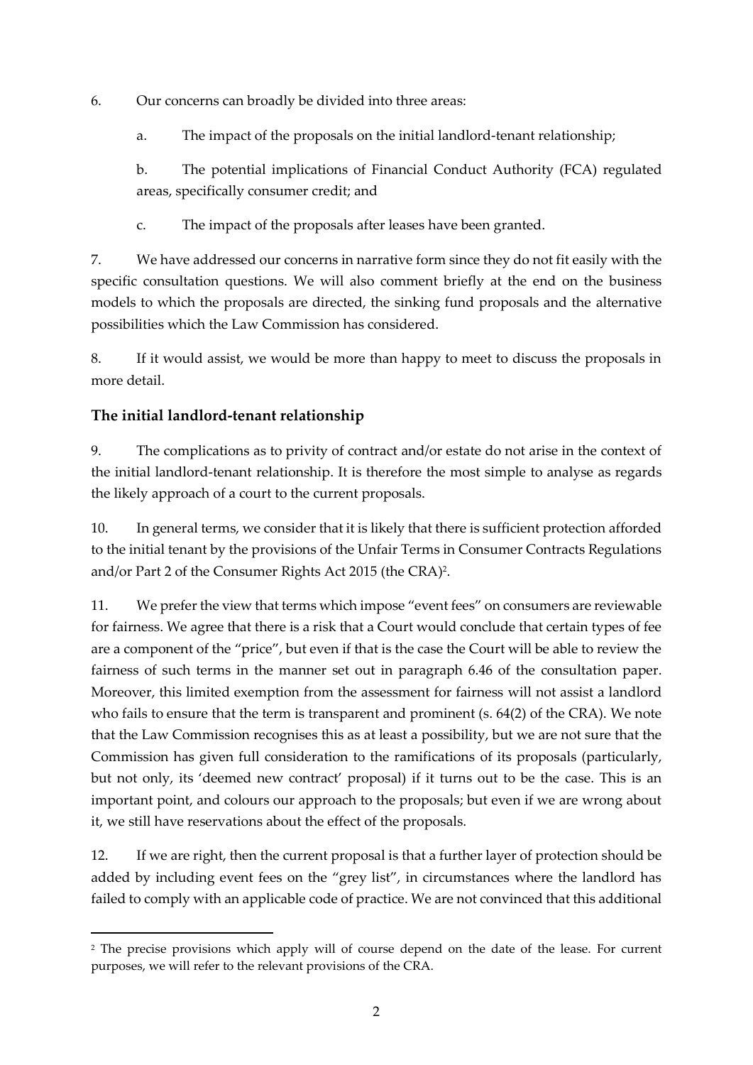6. Our concerns can broadly be divided into three areas:

   a. The impact of the proposals on the initial landlord-tenant relationship;

   b. The potential implications of Financial Conduct Authority (FCA) regulated areas, specifically consumer credit; and

   c. The impact of the proposals after leases have been granted.

7. We have addressed our concerns in narrative form since they do not fit easily with the specific consultation questions. We will also comment briefly at the end on the business models to which the proposals are directed, the sinking fund proposals and the alternative possibilities which the Law Commission has considered.

8. If it would assist, we would be more than happy to meet to discuss the proposals in more detail.

## The initial landlord-tenant relationship

9. The complications as to privity of contract and/or estate do not arise in the context of the initial landlord-tenant relationship. It is therefore the most simple to analyse as regards the likely approach of a court to the current proposals.

10. In general terms, we consider that it is likely that there is sufficient protection afforded to the initial tenant by the provisions of the Unfair Terms in Consumer Contracts Regulations and/or Part 2 of the Consumer Rights Act 2015 (the CRA)[2].

11. We prefer the view that terms which impose "event fees" on consumers are reviewable for fairness. We agree that there is a risk that a Court would conclude that certain types of fee are a component of the "price", but even if that is the case the Court will be able to review the fairness of such terms in the manner set out in paragraph 6.46 of the consultation paper. Moreover, this limited exemption from the assessment for fairness will not assist a landlord who fails to ensure that the term is transparent and prominent (s. 64(2) of the CRA). We note that the Law Commission recognises this as at least a possibility, but we are not sure that the Commission has given full consideration to the ramifications of its proposals (particularly, but not only, its 'deemed new contract' proposal) if it turns out to be the case. This is an important point, and colours our approach to the proposals; but even if we are wrong about it, we still have reservations about the effect of the proposals.

12. If we are right, then the current proposal is that a further layer of protection should be added by including event fees on the "grey list", in circumstances where the landlord has failed to comply with an applicable code of practice. We are not convinced that this additional

[2] The precise provisions which apply will of course depend on the date of the lease. For current purposes, we will refer to the relevant provisions of the CRA.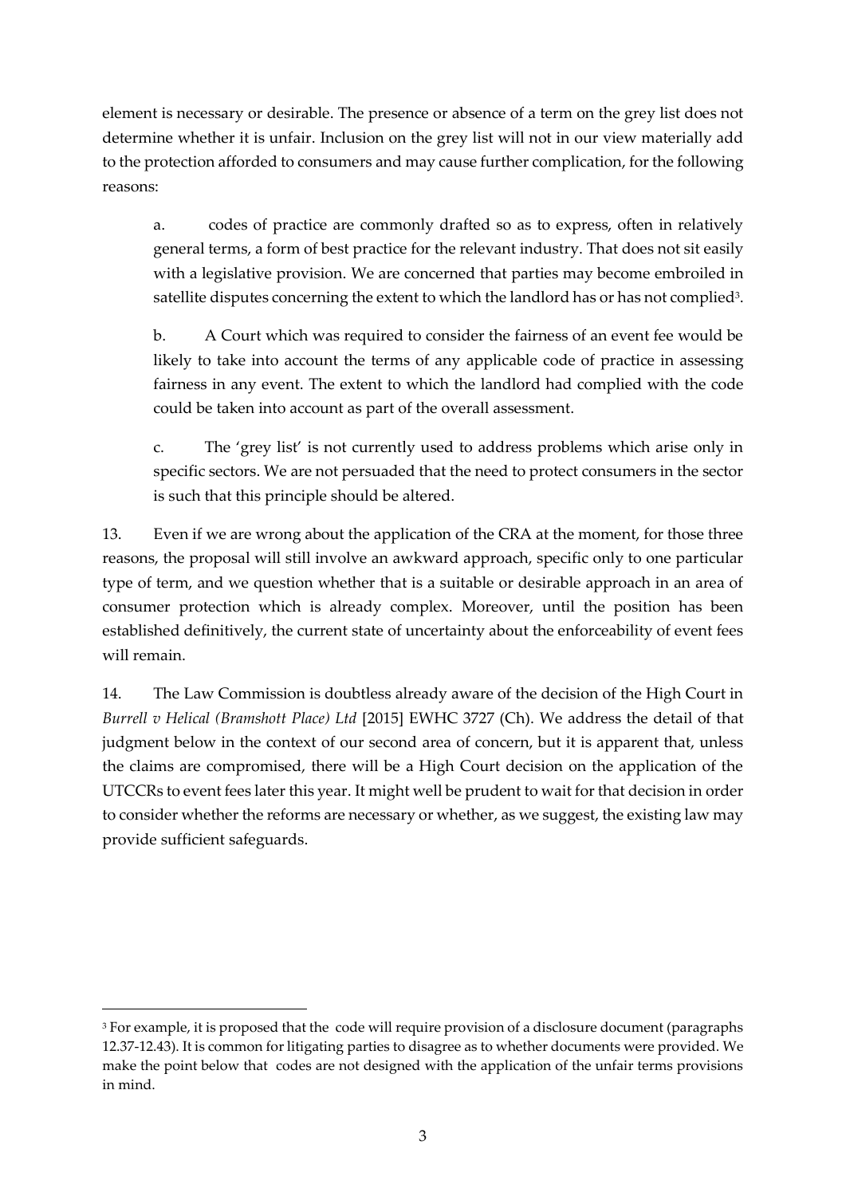element is necessary or desirable. The presence or absence of a term on the grey list does not determine whether it is unfair. Inclusion on the grey list will not in our view materially add to the protection afforded to consumers and may cause further complication, for the following reasons:

a. codes of practice are commonly drafted so as to express, often in relatively general terms, a form of best practice for the relevant industry. That does not sit easily with a legislative provision. We are concerned that parties may become embroiled in satellite disputes concerning the extent to which the landlord has or has not complied[3].

b. A Court which was required to consider the fairness of an event fee would be likely to take into account the terms of any applicable code of practice in assessing fairness in any event. The extent to which the landlord had complied with the code could be taken into account as part of the overall assessment.

c. The 'grey list' is not currently used to address problems which arise only in specific sectors. We are not persuaded that the need to protect consumers in the sector is such that this principle should be altered.

13. Even if we are wrong about the application of the CRA at the moment, for those three reasons, the proposal will still involve an awkward approach, specific only to one particular type of term, and we question whether that is a suitable or desirable approach in an area of consumer protection which is already complex. Moreover, until the position has been established definitively, the current state of uncertainty about the enforceability of event fees will remain.

14. The Law Commission is doubtless already aware of the decision of the High Court in *Burrell v Helical (Bramshott Place) Ltd* [2015] EWHC 3727 (Ch). We address the detail of that judgment below in the context of our second area of concern, but it is apparent that, unless the claims are compromised, there will be a High Court decision on the application of the UTCCRs to event fees later this year. It might well be prudent to wait for that decision in order to consider whether the reforms are necessary or whether, as we suggest, the existing law may provide sufficient safeguards.

[3] For example, it is proposed that the code will require provision of a disclosure document (paragraphs 12.37-12.43). It is common for litigating parties to disagree as to whether documents were provided. We make the point below that codes are not designed with the application of the unfair terms provisions in mind.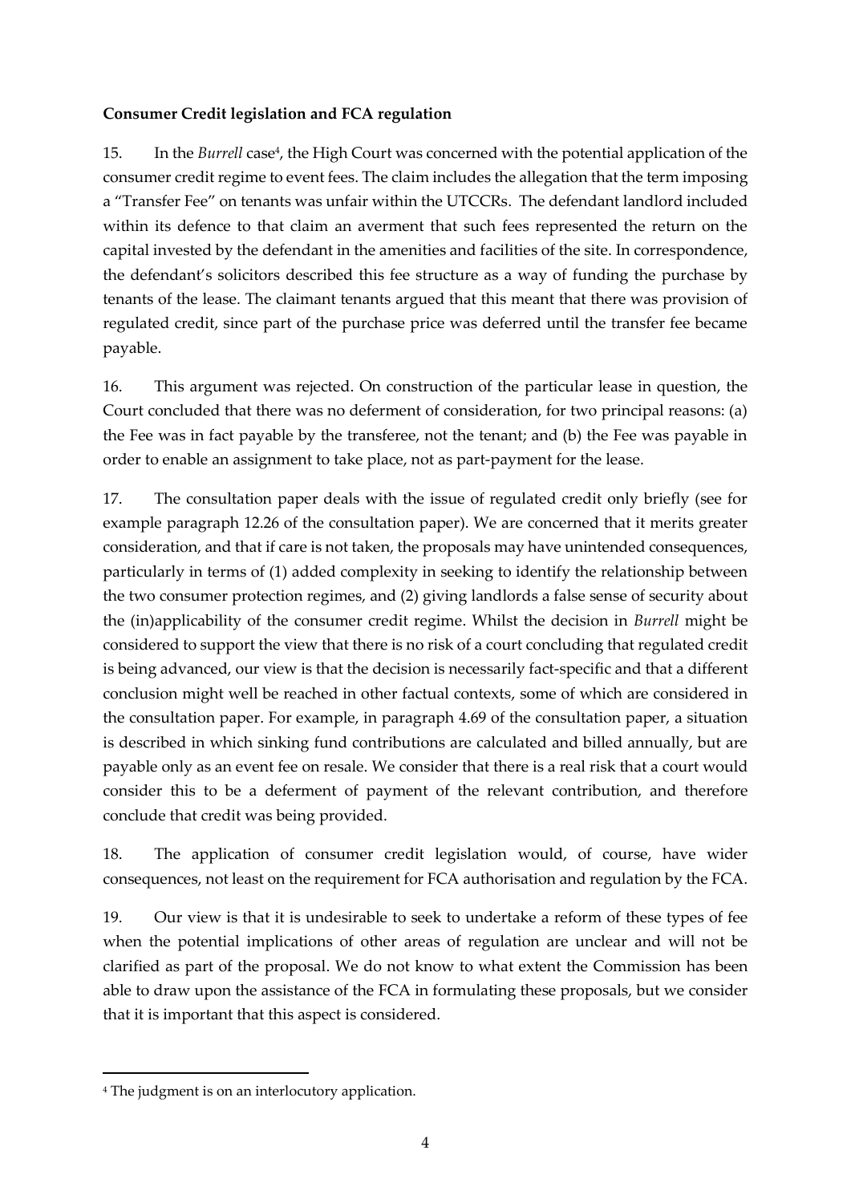**Consumer Credit legislation and FCA regulation**

15. In the *Burrell* case[4], the High Court was concerned with the potential application of the consumer credit regime to event fees. The claim includes the allegation that the term imposing a "Transfer Fee" on tenants was unfair within the UTCCRs. The defendant landlord included within its defence to that claim an averment that such fees represented the return on the capital invested by the defendant in the amenities and facilities of the site. In correspondence, the defendant's solicitors described this fee structure as a way of funding the purchase by tenants of the lease. The claimant tenants argued that this meant that there was provision of regulated credit, since part of the purchase price was deferred until the transfer fee became payable.

16. This argument was rejected. On construction of the particular lease in question, the Court concluded that there was no deferment of consideration, for two principal reasons: (a) the Fee was in fact payable by the transferee, not the tenant; and (b) the Fee was payable in order to enable an assignment to take place, not as part-payment for the lease.

17. The consultation paper deals with the issue of regulated credit only briefly (see for example paragraph 12.26 of the consultation paper). We are concerned that it merits greater consideration, and that if care is not taken, the proposals may have unintended consequences, particularly in terms of (1) added complexity in seeking to identify the relationship between the two consumer protection regimes, and (2) giving landlords a false sense of security about the (in)applicability of the consumer credit regime. Whilst the decision in *Burrell* might be considered to support the view that there is no risk of a court concluding that regulated credit is being advanced, our view is that the decision is necessarily fact-specific and that a different conclusion might well be reached in other factual contexts, some of which are considered in the consultation paper. For example, in paragraph 4.69 of the consultation paper, a situation is described in which sinking fund contributions are calculated and billed annually, but are payable only as an event fee on resale. We consider that there is a real risk that a court would consider this to be a deferment of payment of the relevant contribution, and therefore conclude that credit was being provided.

18. The application of consumer credit legislation would, of course, have wider consequences, not least on the requirement for FCA authorisation and regulation by the FCA.

19. Our view is that it is undesirable to seek to undertake a reform of these types of fee when the potential implications of other areas of regulation are unclear and will not be clarified as part of the proposal. We do not know to what extent the Commission has been able to draw upon the assistance of the FCA in formulating these proposals, but we consider that it is important that this aspect is considered.

---

[4] The judgment is on an interlocutory application.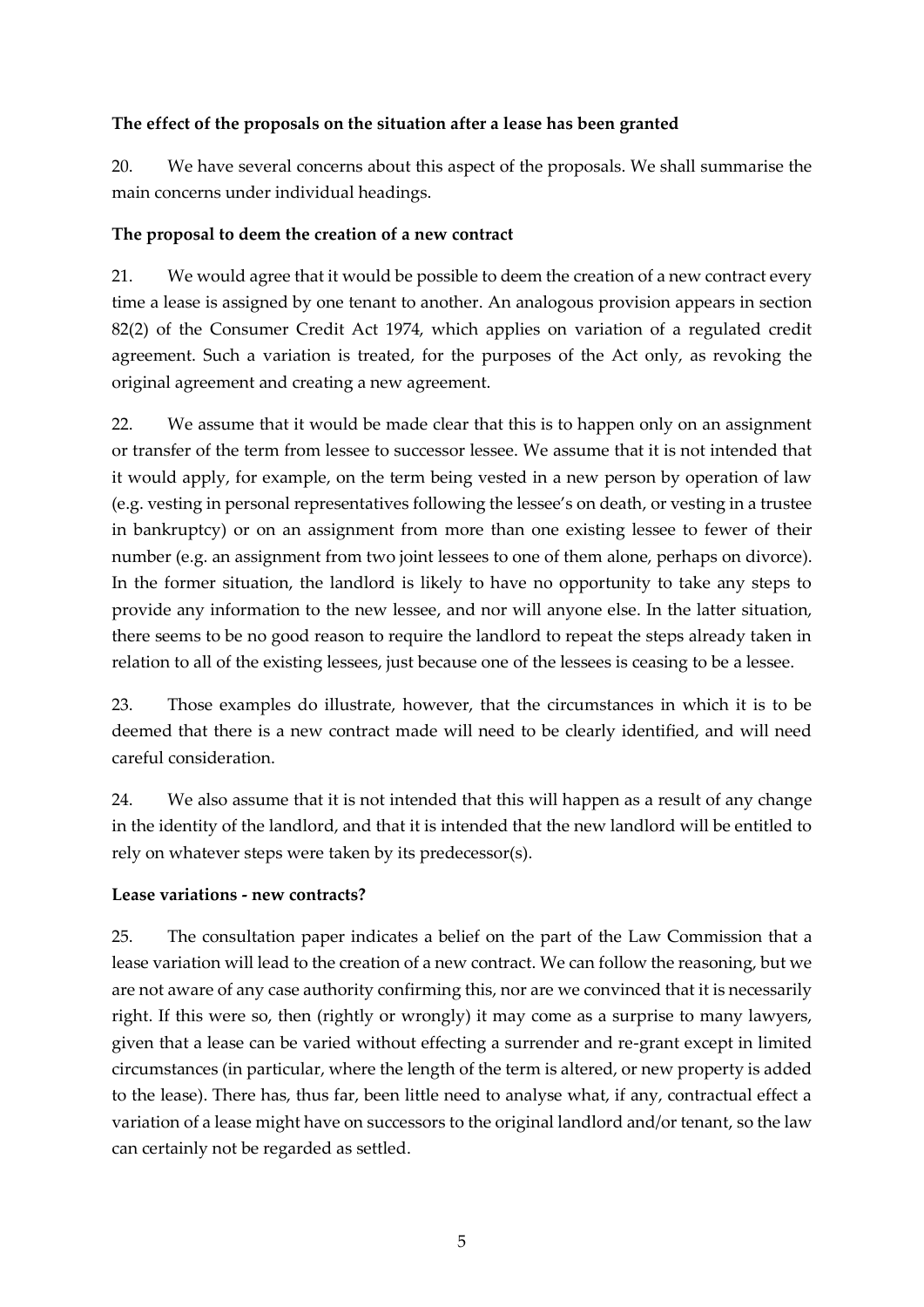**The effect of the proposals on the situation after a lease has been granted**

20. We have several concerns about this aspect of the proposals. We shall summarise the main concerns under individual headings.

**The proposal to deem the creation of a new contract**

21. We would agree that it would be possible to deem the creation of a new contract every time a lease is assigned by one tenant to another. An analogous provision appears in section 82(2) of the Consumer Credit Act 1974, which applies on variation of a regulated credit agreement. Such a variation is treated, for the purposes of the Act only, as revoking the original agreement and creating a new agreement.

22. We assume that it would be made clear that this is to happen only on an assignment or transfer of the term from lessee to successor lessee. We assume that it is not intended that it would apply, for example, on the term being vested in a new person by operation of law (e.g. vesting in personal representatives following the lessee's on death, or vesting in a trustee in bankruptcy) or on an assignment from more than one existing lessee to fewer of their number (e.g. an assignment from two joint lessees to one of them alone, perhaps on divorce). In the former situation, the landlord is likely to have no opportunity to take any steps to provide any information to the new lessee, and nor will anyone else. In the latter situation, there seems to be no good reason to require the landlord to repeat the steps already taken in relation to all of the existing lessees, just because one of the lessees is ceasing to be a lessee.

23. Those examples do illustrate, however, that the circumstances in which it is to be deemed that there is a new contract made will need to be clearly identified, and will need careful consideration.

24. We also assume that it is not intended that this will happen as a result of any change in the identity of the landlord, and that it is intended that the new landlord will be entitled to rely on whatever steps were taken by its predecessor(s).

**Lease variations - new contracts?**

25. The consultation paper indicates a belief on the part of the Law Commission that a lease variation will lead to the creation of a new contract. We can follow the reasoning, but we are not aware of any case authority confirming this, nor are we convinced that it is necessarily right. If this were so, then (rightly or wrongly) it may come as a surprise to many lawyers, given that a lease can be varied without effecting a surrender and re-grant except in limited circumstances (in particular, where the length of the term is altered, or new property is added to the lease). There has, thus far, been little need to analyse what, if any, contractual effect a variation of a lease might have on successors to the original landlord and/or tenant, so the law can certainly not be regarded as settled.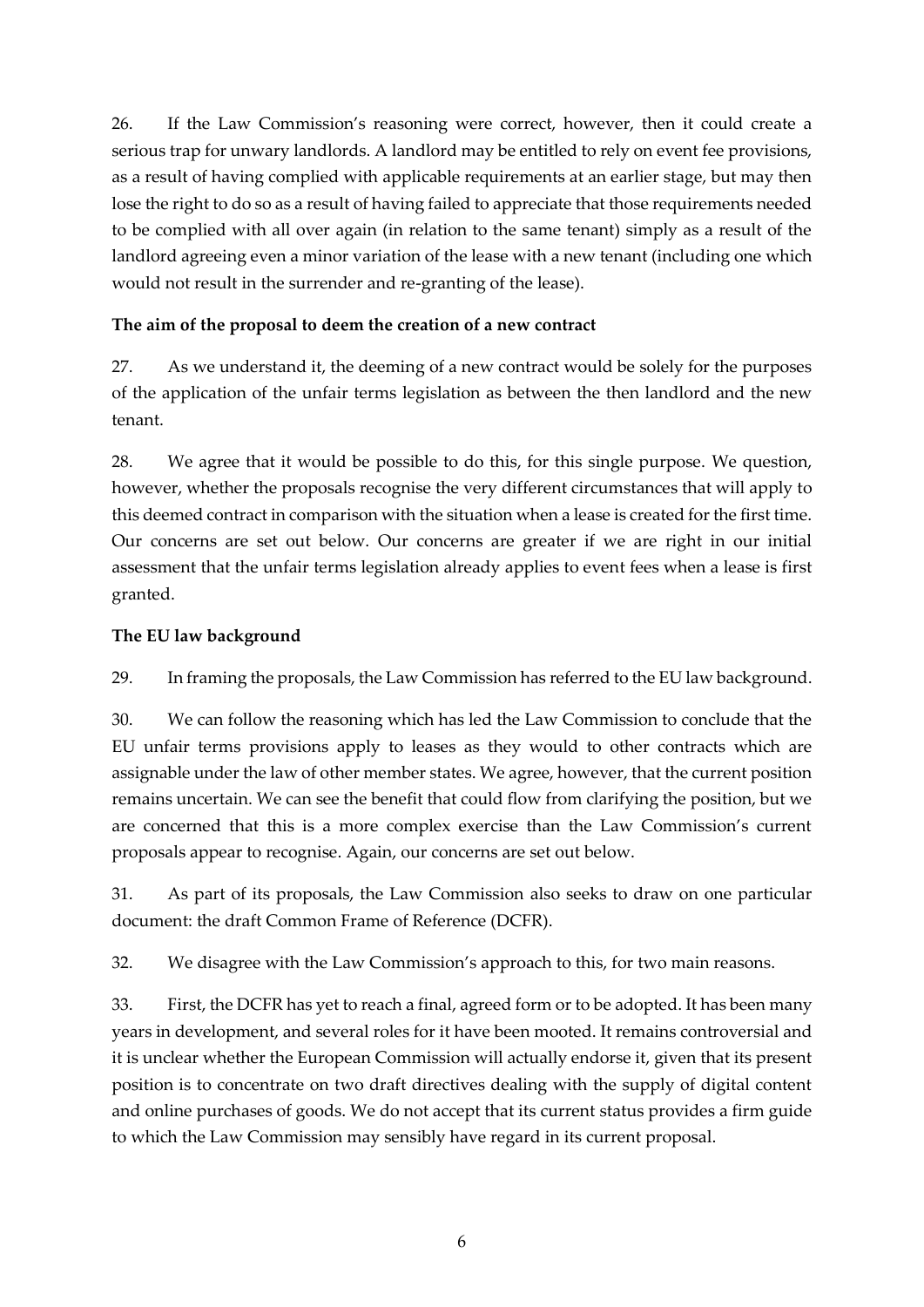26. If the Law Commission's reasoning were correct, however, then it could create a serious trap for unwary landlords. A landlord may be entitled to rely on event fee provisions, as a result of having complied with applicable requirements at an earlier stage, but may then lose the right to do so as a result of having failed to appreciate that those requirements needed to be complied with all over again (in relation to the same tenant) simply as a result of the landlord agreeing even a minor variation of the lease with a new tenant (including one which would not result in the surrender and re-granting of the lease).

**The aim of the proposal to deem the creation of a new contract**

27. As we understand it, the deeming of a new contract would be solely for the purposes of the application of the unfair terms legislation as between the then landlord and the new tenant.

28. We agree that it would be possible to do this, for this single purpose. We question, however, whether the proposals recognise the very different circumstances that will apply to this deemed contract in comparison with the situation when a lease is created for the first time. Our concerns are set out below. Our concerns are greater if we are right in our initial assessment that the unfair terms legislation already applies to event fees when a lease is first granted.

**The EU law background**

29. In framing the proposals, the Law Commission has referred to the EU law background.

30. We can follow the reasoning which has led the Law Commission to conclude that the EU unfair terms provisions apply to leases as they would to other contracts which are assignable under the law of other member states. We agree, however, that the current position remains uncertain. We can see the benefit that could flow from clarifying the position, but we are concerned that this is a more complex exercise than the Law Commission's current proposals appear to recognise. Again, our concerns are set out below.

31. As part of its proposals, the Law Commission also seeks to draw on one particular document: the draft Common Frame of Reference (DCFR).

32. We disagree with the Law Commission's approach to this, for two main reasons.

33. First, the DCFR has yet to reach a final, agreed form or to be adopted. It has been many years in development, and several roles for it have been mooted. It remains controversial and it is unclear whether the European Commission will actually endorse it, given that its present position is to concentrate on two draft directives dealing with the supply of digital content and online purchases of goods. We do not accept that its current status provides a firm guide to which the Law Commission may sensibly have regard in its current proposal.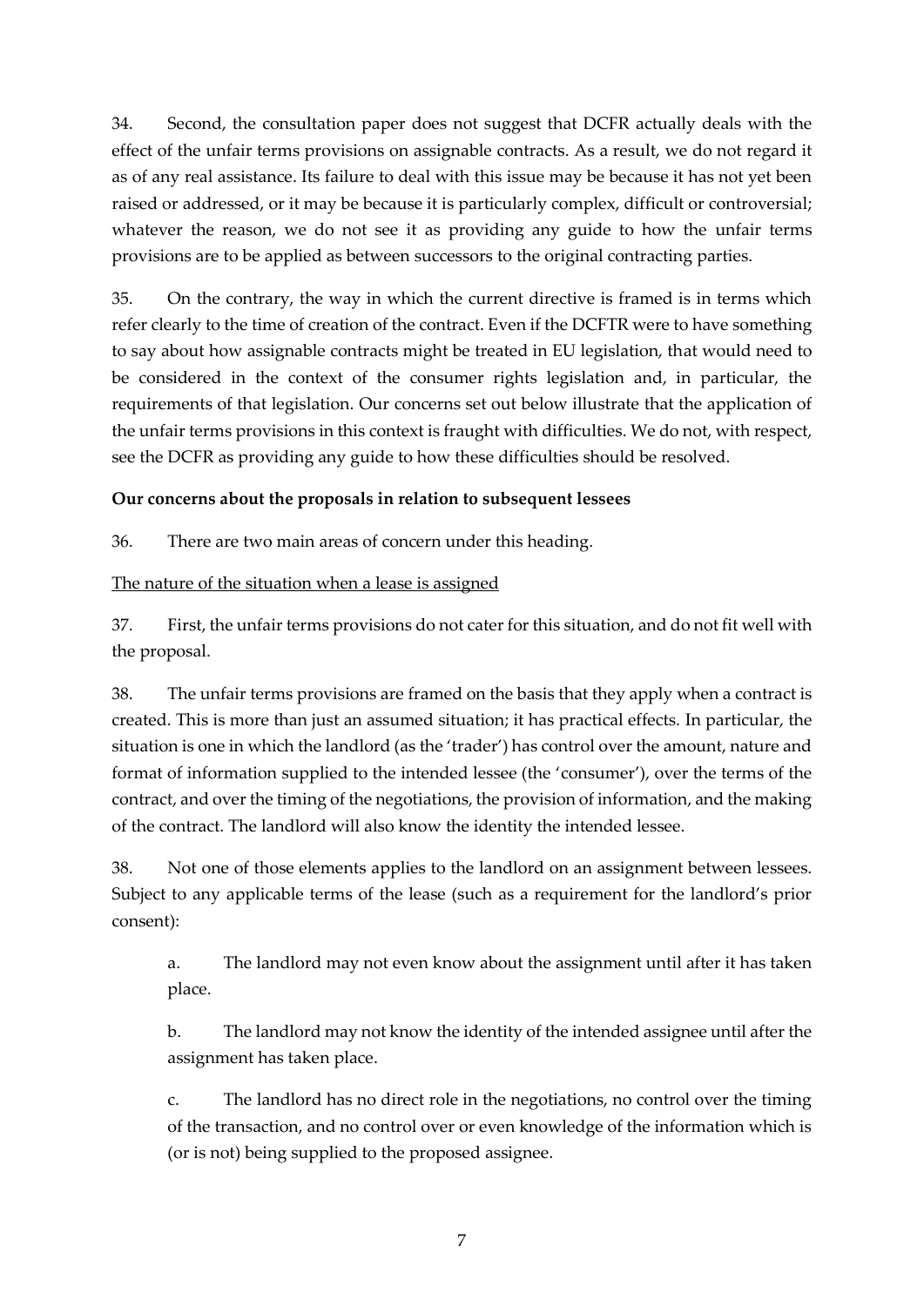34. Second, the consultation paper does not suggest that DCFR actually deals with the effect of the unfair terms provisions on assignable contracts. As a result, we do not regard it as of any real assistance. Its failure to deal with this issue may be because it has not yet been raised or addressed, or it may be because it is particularly complex, difficult or controversial; whatever the reason, we do not see it as providing any guide to how the unfair terms provisions are to be applied as between successors to the original contracting parties.

35. On the contrary, the way in which the current directive is framed is in terms which refer clearly to the time of creation of the contract. Even if the DCFTR were to have something to say about how assignable contracts might be treated in EU legislation, that would need to be considered in the context of the consumer rights legislation and, in particular, the requirements of that legislation. Our concerns set out below illustrate that the application of the unfair terms provisions in this context is fraught with difficulties. We do not, with respect, see the DCFR as providing any guide to how these difficulties should be resolved.

**Our concerns about the proposals in relation to subsequent lessees**

36. There are two main areas of concern under this heading.

<u>The nature of the situation when a lease is assigned</u>

37. First, the unfair terms provisions do not cater for this situation, and do not fit well with the proposal.

38. The unfair terms provisions are framed on the basis that they apply when a contract is created. This is more than just an assumed situation; it has practical effects. In particular, the situation is one in which the landlord (as the 'trader') has control over the amount, nature and format of information supplied to the intended lessee (the 'consumer'), over the terms of the contract, and over the timing of the negotiations, the provision of information, and the making of the contract. The landlord will also know the identity the intended lessee.

38. Not one of those elements applies to the landlord on an assignment between lessees. Subject to any applicable terms of the lease (such as a requirement for the landlord's prior consent):

a. The landlord may not even know about the assignment until after it has taken place.

b. The landlord may not know the identity of the intended assignee until after the assignment has taken place.

c. The landlord has no direct role in the negotiations, no control over the timing of the transaction, and no control over or even knowledge of the information which is (or is not) being supplied to the proposed assignee.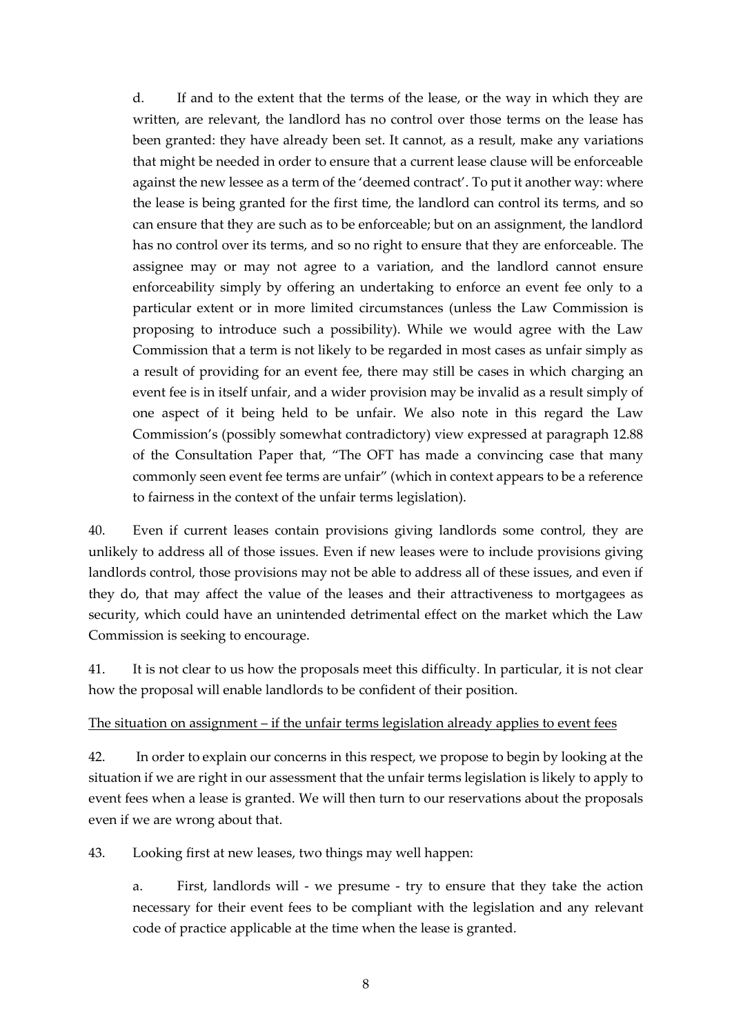d. If and to the extent that the terms of the lease, or the way in which they are written, are relevant, the landlord has no control over those terms on the lease has been granted: they have already been set. It cannot, as a result, make any variations that might be needed in order to ensure that a current lease clause will be enforceable against the new lessee as a term of the 'deemed contract'. To put it another way: where the lease is being granted for the first time, the landlord can control its terms, and so can ensure that they are such as to be enforceable; but on an assignment, the landlord has no control over its terms, and so no right to ensure that they are enforceable. The assignee may or may not agree to a variation, and the landlord cannot ensure enforceability simply by offering an undertaking to enforce an event fee only to a particular extent or in more limited circumstances (unless the Law Commission is proposing to introduce such a possibility). While we would agree with the Law Commission that a term is not likely to be regarded in most cases as unfair simply as a result of providing for an event fee, there may still be cases in which charging an event fee is in itself unfair, and a wider provision may be invalid as a result simply of one aspect of it being held to be unfair. We also note in this regard the Law Commission's (possibly somewhat contradictory) view expressed at paragraph 12.88 of the Consultation Paper that, "The OFT has made a convincing case that many commonly seen event fee terms are unfair" (which in context appears to be a reference to fairness in the context of the unfair terms legislation).

40. Even if current leases contain provisions giving landlords some control, they are unlikely to address all of those issues. Even if new leases were to include provisions giving landlords control, those provisions may not be able to address all of these issues, and even if they do, that may affect the value of the leases and their attractiveness to mortgagees as security, which could have an unintended detrimental effect on the market which the Law Commission is seeking to encourage.

41. It is not clear to us how the proposals meet this difficulty. In particular, it is not clear how the proposal will enable landlords to be confident of their position.

<u>The situation on assignment – if the unfair terms legislation already applies to event fees</u>

42. In order to explain our concerns in this respect, we propose to begin by looking at the situation if we are right in our assessment that the unfair terms legislation is likely to apply to event fees when a lease is granted. We will then turn to our reservations about the proposals even if we are wrong about that.

43. Looking first at new leases, two things may well happen:

a. First, landlords will - we presume - try to ensure that they take the action necessary for their event fees to be compliant with the legislation and any relevant code of practice applicable at the time when the lease is granted.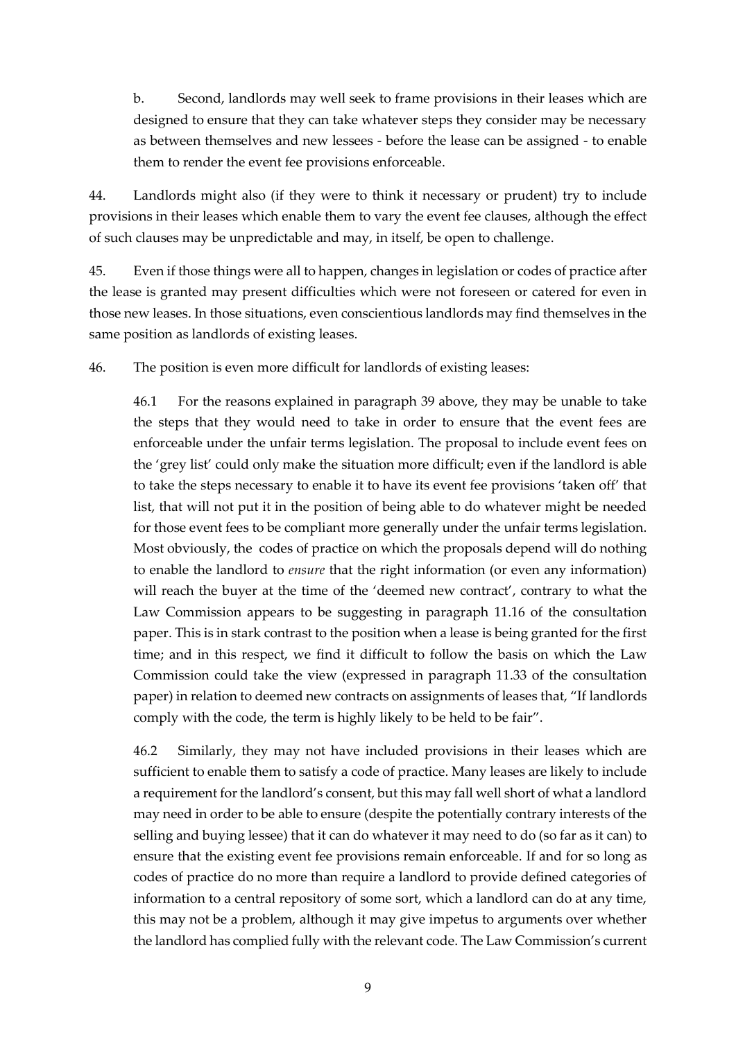b. Second, landlords may well seek to frame provisions in their leases which are designed to ensure that they can take whatever steps they consider may be necessary as between themselves and new lessees - before the lease can be assigned - to enable them to render the event fee provisions enforceable.

44. Landlords might also (if they were to think it necessary or prudent) try to include provisions in their leases which enable them to vary the event fee clauses, although the effect of such clauses may be unpredictable and may, in itself, be open to challenge.

45. Even if those things were all to happen, changes in legislation or codes of practice after the lease is granted may present difficulties which were not foreseen or catered for even in those new leases. In those situations, even conscientious landlords may find themselves in the same position as landlords of existing leases.

46. The position is even more difficult for landlords of existing leases:

46.1 For the reasons explained in paragraph 39 above, they may be unable to take the steps that they would need to take in order to ensure that the event fees are enforceable under the unfair terms legislation. The proposal to include event fees on the 'grey list' could only make the situation more difficult; even if the landlord is able to take the steps necessary to enable it to have its event fee provisions 'taken off' that list, that will not put it in the position of being able to do whatever might be needed for those event fees to be compliant more generally under the unfair terms legislation. Most obviously, the codes of practice on which the proposals depend will do nothing to enable the landlord to *ensure* that the right information (or even any information) will reach the buyer at the time of the 'deemed new contract', contrary to what the Law Commission appears to be suggesting in paragraph 11.16 of the consultation paper. This is in stark contrast to the position when a lease is being granted for the first time; and in this respect, we find it difficult to follow the basis on which the Law Commission could take the view (expressed in paragraph 11.33 of the consultation paper) in relation to deemed new contracts on assignments of leases that, "If landlords comply with the code, the term is highly likely to be held to be fair".

46.2 Similarly, they may not have included provisions in their leases which are sufficient to enable them to satisfy a code of practice. Many leases are likely to include a requirement for the landlord's consent, but this may fall well short of what a landlord may need in order to be able to ensure (despite the potentially contrary interests of the selling and buying lessee) that it can do whatever it may need to do (so far as it can) to ensure that the existing event fee provisions remain enforceable. If and for so long as codes of practice do no more than require a landlord to provide defined categories of information to a central repository of some sort, which a landlord can do at any time, this may not be a problem, although it may give impetus to arguments over whether the landlord has complied fully with the relevant code. The Law Commission's current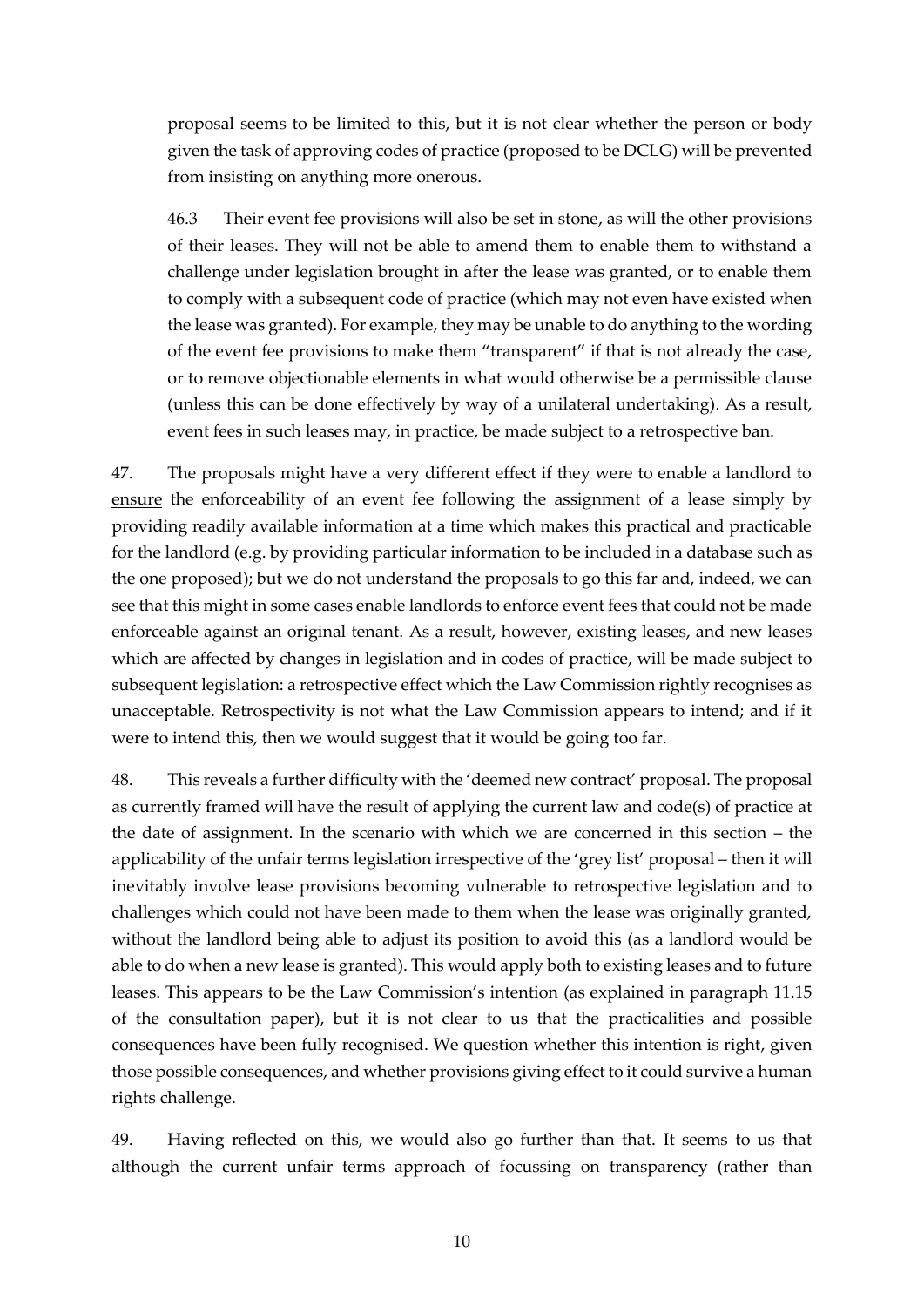proposal seems to be limited to this, but it is not clear whether the person or body given the task of approving codes of practice (proposed to be DCLG) will be prevented from insisting on anything more onerous.

46.3 Their event fee provisions will also be set in stone, as will the other provisions of their leases. They will not be able to amend them to enable them to withstand a challenge under legislation brought in after the lease was granted, or to enable them to comply with a subsequent code of practice (which may not even have existed when the lease was granted). For example, they may be unable to do anything to the wording of the event fee provisions to make them "transparent" if that is not already the case, or to remove objectionable elements in what would otherwise be a permissible clause (unless this can be done effectively by way of a unilateral undertaking). As a result, event fees in such leases may, in practice, be made subject to a retrospective ban.

47. The proposals might have a very different effect if they were to enable a landlord to <u>ensure</u> the enforceability of an event fee following the assignment of a lease simply by providing readily available information at a time which makes this practical and practicable for the landlord (e.g. by providing particular information to be included in a database such as the one proposed); but we do not understand the proposals to go this far and, indeed, we can see that this might in some cases enable landlords to enforce event fees that could not be made enforceable against an original tenant. As a result, however, existing leases, and new leases which are affected by changes in legislation and in codes of practice, will be made subject to subsequent legislation: a retrospective effect which the Law Commission rightly recognises as unacceptable. Retrospectivity is not what the Law Commission appears to intend; and if it were to intend this, then we would suggest that it would be going too far.

48. This reveals a further difficulty with the 'deemed new contract' proposal. The proposal as currently framed will have the result of applying the current law and code(s) of practice at the date of assignment. In the scenario with which we are concerned in this section – the applicability of the unfair terms legislation irrespective of the 'grey list' proposal – then it will inevitably involve lease provisions becoming vulnerable to retrospective legislation and to challenges which could not have been made to them when the lease was originally granted, without the landlord being able to adjust its position to avoid this (as a landlord would be able to do when a new lease is granted). This would apply both to existing leases and to future leases. This appears to be the Law Commission's intention (as explained in paragraph 11.15 of the consultation paper), but it is not clear to us that the practicalities and possible consequences have been fully recognised. We question whether this intention is right, given those possible consequences, and whether provisions giving effect to it could survive a human rights challenge.

49. Having reflected on this, we would also go further than that. It seems to us that although the current unfair terms approach of focussing on transparency (rather than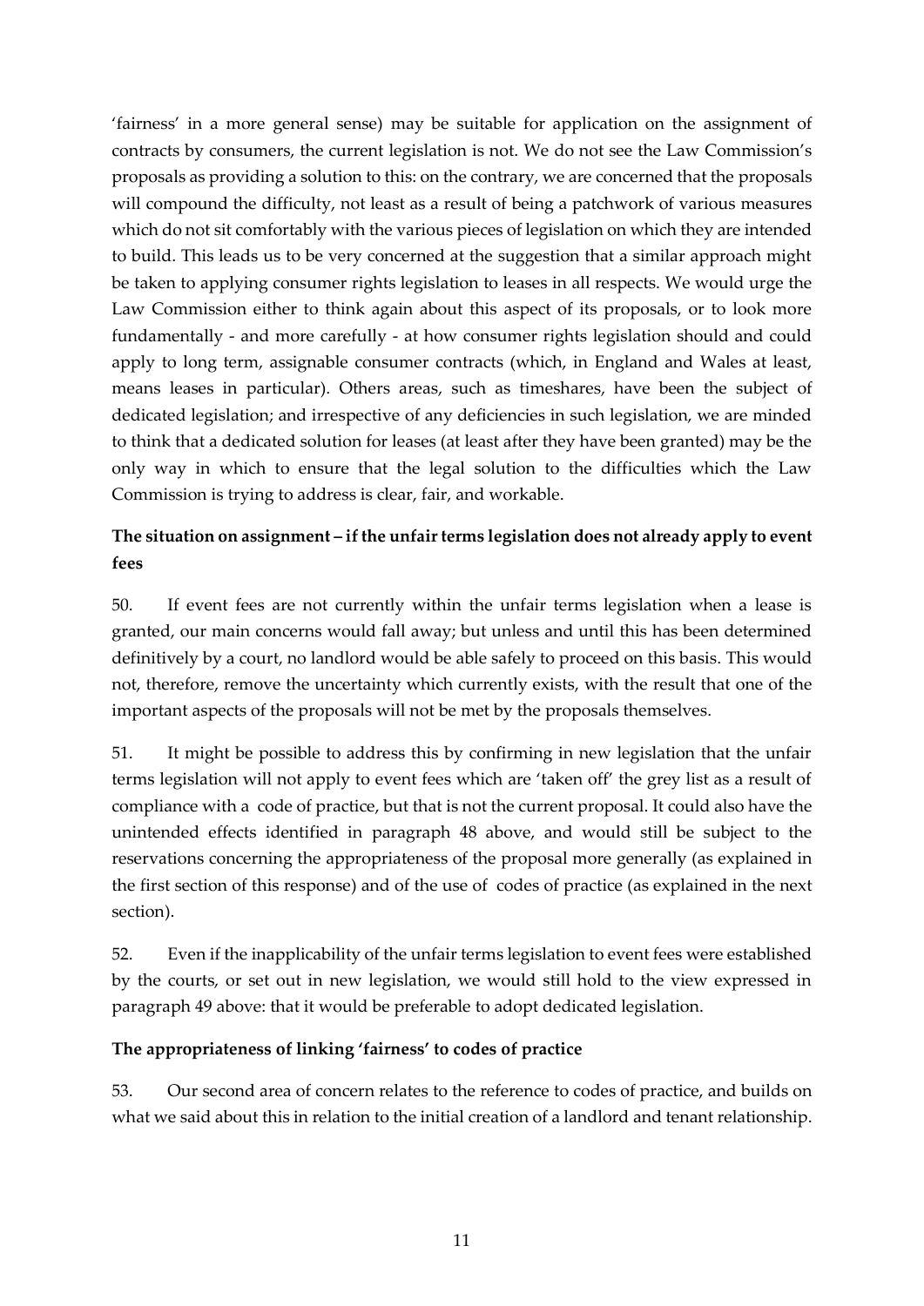'fairness' in a more general sense) may be suitable for application on the assignment of contracts by consumers, the current legislation is not. We do not see the Law Commission's proposals as providing a solution to this: on the contrary, we are concerned that the proposals will compound the difficulty, not least as a result of being a patchwork of various measures which do not sit comfortably with the various pieces of legislation on which they are intended to build. This leads us to be very concerned at the suggestion that a similar approach might be taken to applying consumer rights legislation to leases in all respects. We would urge the Law Commission either to think again about this aspect of its proposals, or to look more fundamentally - and more carefully - at how consumer rights legislation should and could apply to long term, assignable consumer contracts (which, in England and Wales at least, means leases in particular). Others areas, such as timeshares, have been the subject of dedicated legislation; and irrespective of any deficiencies in such legislation, we are minded to think that a dedicated solution for leases (at least after they have been granted) may be the only way in which to ensure that the legal solution to the difficulties which the Law Commission is trying to address is clear, fair, and workable.

**The situation on assignment – if the unfair terms legislation does not already apply to event fees**

50. If event fees are not currently within the unfair terms legislation when a lease is granted, our main concerns would fall away; but unless and until this has been determined definitively by a court, no landlord would be able safely to proceed on this basis. This would not, therefore, remove the uncertainty which currently exists, with the result that one of the important aspects of the proposals will not be met by the proposals themselves.

51. It might be possible to address this by confirming in new legislation that the unfair terms legislation will not apply to event fees which are 'taken off' the grey list as a result of compliance with a code of practice, but that is not the current proposal. It could also have the unintended effects identified in paragraph 48 above, and would still be subject to the reservations concerning the appropriateness of the proposal more generally (as explained in the first section of this response) and of the use of codes of practice (as explained in the next section).

52. Even if the inapplicability of the unfair terms legislation to event fees were established by the courts, or set out in new legislation, we would still hold to the view expressed in paragraph 49 above: that it would be preferable to adopt dedicated legislation.

**The appropriateness of linking 'fairness' to codes of practice**

53. Our second area of concern relates to the reference to codes of practice, and builds on what we said about this in relation to the initial creation of a landlord and tenant relationship.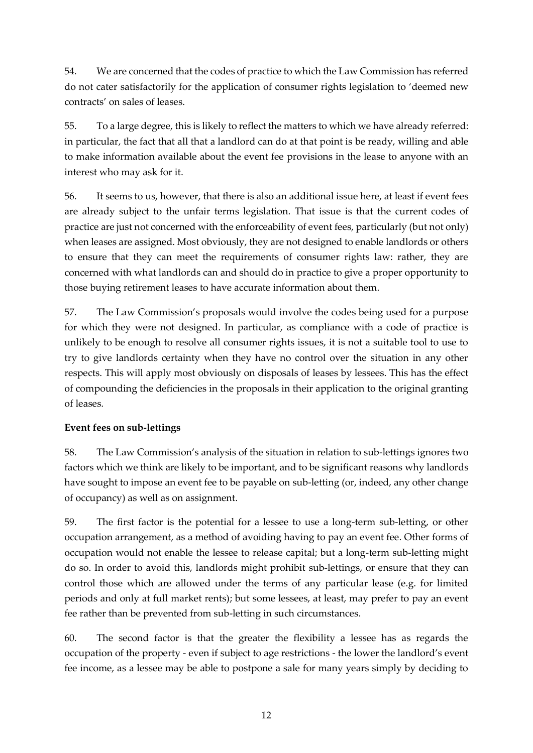54. We are concerned that the codes of practice to which the Law Commission has referred do not cater satisfactorily for the application of consumer rights legislation to 'deemed new contracts' on sales of leases.

55. To a large degree, this is likely to reflect the matters to which we have already referred: in particular, the fact that all that a landlord can do at that point is be ready, willing and able to make information available about the event fee provisions in the lease to anyone with an interest who may ask for it.

56. It seems to us, however, that there is also an additional issue here, at least if event fees are already subject to the unfair terms legislation. That issue is that the current codes of practice are just not concerned with the enforceability of event fees, particularly (but not only) when leases are assigned. Most obviously, they are not designed to enable landlords or others to ensure that they can meet the requirements of consumer rights law: rather, they are concerned with what landlords can and should do in practice to give a proper opportunity to those buying retirement leases to have accurate information about them.

57. The Law Commission's proposals would involve the codes being used for a purpose for which they were not designed. In particular, as compliance with a code of practice is unlikely to be enough to resolve all consumer rights issues, it is not a suitable tool to use to try to give landlords certainty when they have no control over the situation in any other respects. This will apply most obviously on disposals of leases by lessees. This has the effect of compounding the deficiencies in the proposals in their application to the original granting of leases.

**Event fees on sub-lettings**

58. The Law Commission's analysis of the situation in relation to sub-lettings ignores two factors which we think are likely to be important, and to be significant reasons why landlords have sought to impose an event fee to be payable on sub-letting (or, indeed, any other change of occupancy) as well as on assignment.

59. The first factor is the potential for a lessee to use a long-term sub-letting, or other occupation arrangement, as a method of avoiding having to pay an event fee. Other forms of occupation would not enable the lessee to release capital; but a long-term sub-letting might do so. In order to avoid this, landlords might prohibit sub-lettings, or ensure that they can control those which are allowed under the terms of any particular lease (e.g. for limited periods and only at full market rents); but some lessees, at least, may prefer to pay an event fee rather than be prevented from sub-letting in such circumstances.

60. The second factor is that the greater the flexibility a lessee has as regards the occupation of the property - even if subject to age restrictions - the lower the landlord's event fee income, as a lessee may be able to postpone a sale for many years simply by deciding to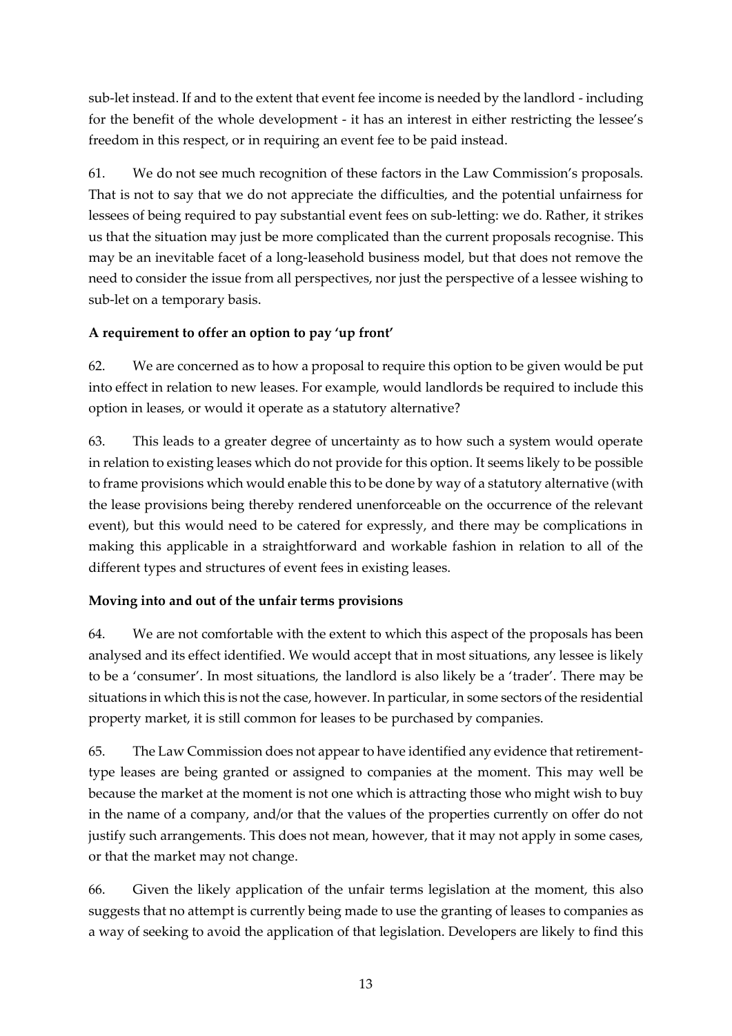sub-let instead. If and to the extent that event fee income is needed by the landlord - including for the benefit of the whole development - it has an interest in either restricting the lessee's freedom in this respect, or in requiring an event fee to be paid instead.

61. We do not see much recognition of these factors in the Law Commission's proposals. That is not to say that we do not appreciate the difficulties, and the potential unfairness for lessees of being required to pay substantial event fees on sub-letting: we do. Rather, it strikes us that the situation may just be more complicated than the current proposals recognise. This may be an inevitable facet of a long-leasehold business model, but that does not remove the need to consider the issue from all perspectives, nor just the perspective of a lessee wishing to sub-let on a temporary basis.

**A requirement to offer an option to pay 'up front'**

62. We are concerned as to how a proposal to require this option to be given would be put into effect in relation to new leases. For example, would landlords be required to include this option in leases, or would it operate as a statutory alternative?

63. This leads to a greater degree of uncertainty as to how such a system would operate in relation to existing leases which do not provide for this option. It seems likely to be possible to frame provisions which would enable this to be done by way of a statutory alternative (with the lease provisions being thereby rendered unenforceable on the occurrence of the relevant event), but this would need to be catered for expressly, and there may be complications in making this applicable in a straightforward and workable fashion in relation to all of the different types and structures of event fees in existing leases.

**Moving into and out of the unfair terms provisions**

64. We are not comfortable with the extent to which this aspect of the proposals has been analysed and its effect identified. We would accept that in most situations, any lessee is likely to be a 'consumer'. In most situations, the landlord is also likely be a 'trader'. There may be situations in which this is not the case, however. In particular, in some sectors of the residential property market, it is still common for leases to be purchased by companies.

65. The Law Commission does not appear to have identified any evidence that retirement-type leases are being granted or assigned to companies at the moment. This may well be because the market at the moment is not one which is attracting those who might wish to buy in the name of a company, and/or that the values of the properties currently on offer do not justify such arrangements. This does not mean, however, that it may not apply in some cases, or that the market may not change.

66. Given the likely application of the unfair terms legislation at the moment, this also suggests that no attempt is currently being made to use the granting of leases to companies as a way of seeking to avoid the application of that legislation. Developers are likely to find this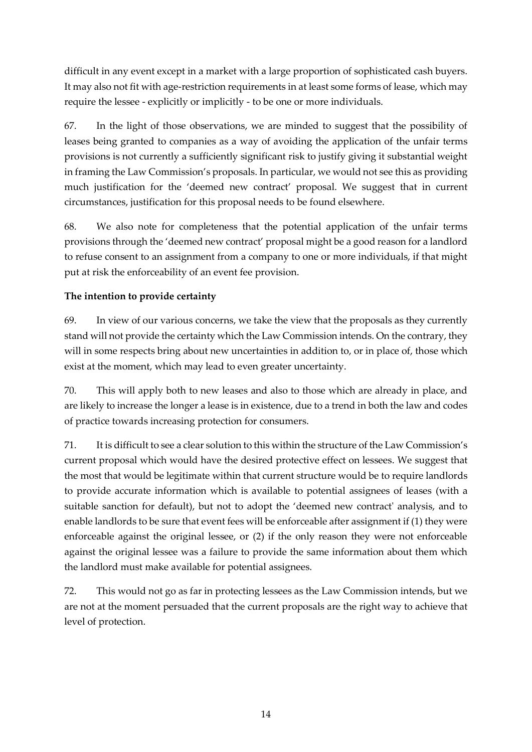difficult in any event except in a market with a large proportion of sophisticated cash buyers. It may also not fit with age-restriction requirements in at least some forms of lease, which may require the lessee - explicitly or implicitly - to be one or more individuals.

67. In the light of those observations, we are minded to suggest that the possibility of leases being granted to companies as a way of avoiding the application of the unfair terms provisions is not currently a sufficiently significant risk to justify giving it substantial weight in framing the Law Commission's proposals. In particular, we would not see this as providing much justification for the 'deemed new contract' proposal. We suggest that in current circumstances, justification for this proposal needs to be found elsewhere.

68. We also note for completeness that the potential application of the unfair terms provisions through the 'deemed new contract' proposal might be a good reason for a landlord to refuse consent to an assignment from a company to one or more individuals, if that might put at risk the enforceability of an event fee provision.

**The intention to provide certainty**

69. In view of our various concerns, we take the view that the proposals as they currently stand will not provide the certainty which the Law Commission intends. On the contrary, they will in some respects bring about new uncertainties in addition to, or in place of, those which exist at the moment, which may lead to even greater uncertainty.

70. This will apply both to new leases and also to those which are already in place, and are likely to increase the longer a lease is in existence, due to a trend in both the law and codes of practice towards increasing protection for consumers.

71. It is difficult to see a clear solution to this within the structure of the Law Commission's current proposal which would have the desired protective effect on lessees. We suggest that the most that would be legitimate within that current structure would be to require landlords to provide accurate information which is available to potential assignees of leases (with a suitable sanction for default), but not to adopt the 'deemed new contract' analysis, and to enable landlords to be sure that event fees will be enforceable after assignment if (1) they were enforceable against the original lessee, or (2) if the only reason they were not enforceable against the original lessee was a failure to provide the same information about them which the landlord must make available for potential assignees.

72. This would not go as far in protecting lessees as the Law Commission intends, but we are not at the moment persuaded that the current proposals are the right way to achieve that level of protection.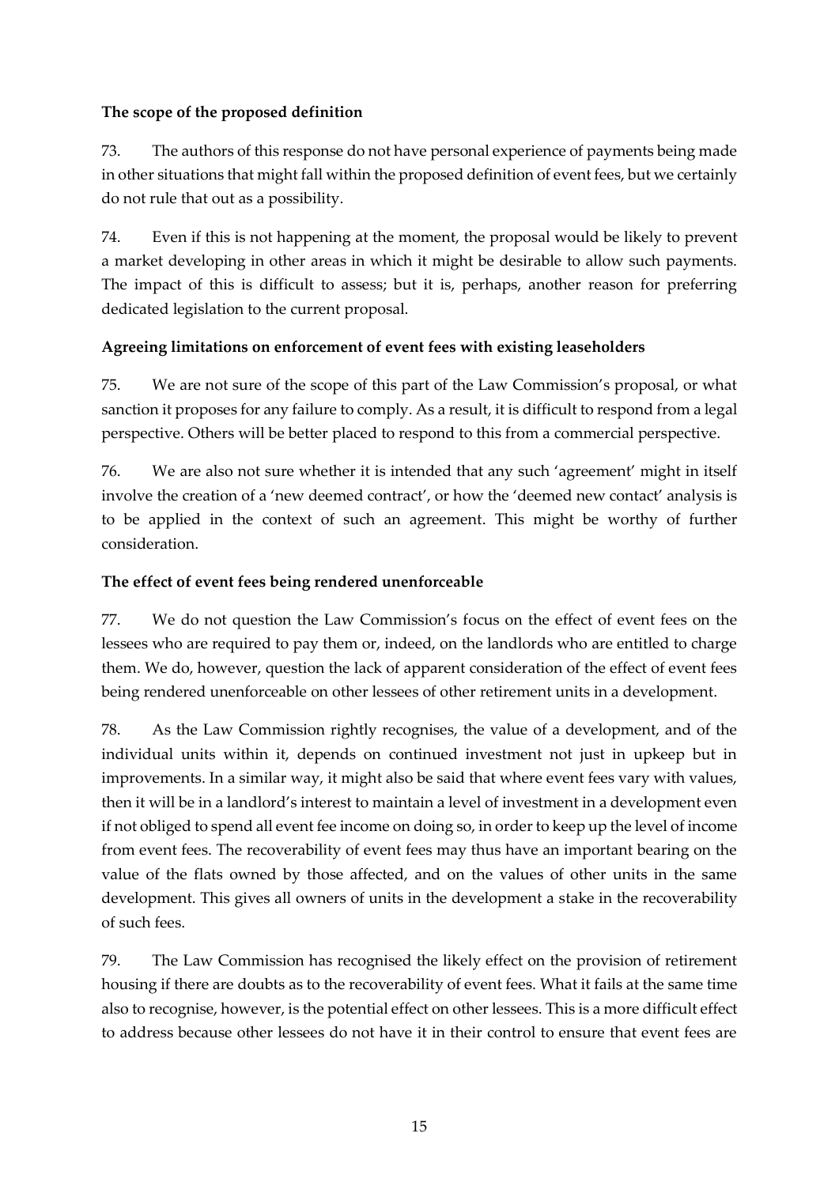**The scope of the proposed definition**

73. The authors of this response do not have personal experience of payments being made in other situations that might fall within the proposed definition of event fees, but we certainly do not rule that out as a possibility.

74. Even if this is not happening at the moment, the proposal would be likely to prevent a market developing in other areas in which it might be desirable to allow such payments. The impact of this is difficult to assess; but it is, perhaps, another reason for preferring dedicated legislation to the current proposal.

**Agreeing limitations on enforcement of event fees with existing leaseholders**

75. We are not sure of the scope of this part of the Law Commission's proposal, or what sanction it proposes for any failure to comply. As a result, it is difficult to respond from a legal perspective. Others will be better placed to respond to this from a commercial perspective.

76. We are also not sure whether it is intended that any such 'agreement' might in itself involve the creation of a 'new deemed contract', or how the 'deemed new contact' analysis is to be applied in the context of such an agreement. This might be worthy of further consideration.

**The effect of event fees being rendered unenforceable**

77. We do not question the Law Commission's focus on the effect of event fees on the lessees who are required to pay them or, indeed, on the landlords who are entitled to charge them. We do, however, question the lack of apparent consideration of the effect of event fees being rendered unenforceable on other lessees of other retirement units in a development.

78. As the Law Commission rightly recognises, the value of a development, and of the individual units within it, depends on continued investment not just in upkeep but in improvements. In a similar way, it might also be said that where event fees vary with values, then it will be in a landlord's interest to maintain a level of investment in a development even if not obliged to spend all event fee income on doing so, in order to keep up the level of income from event fees. The recoverability of event fees may thus have an important bearing on the value of the flats owned by those affected, and on the values of other units in the same development. This gives all owners of units in the development a stake in the recoverability of such fees.

79. The Law Commission has recognised the likely effect on the provision of retirement housing if there are doubts as to the recoverability of event fees. What it fails at the same time also to recognise, however, is the potential effect on other lessees. This is a more difficult effect to address because other lessees do not have it in their control to ensure that event fees are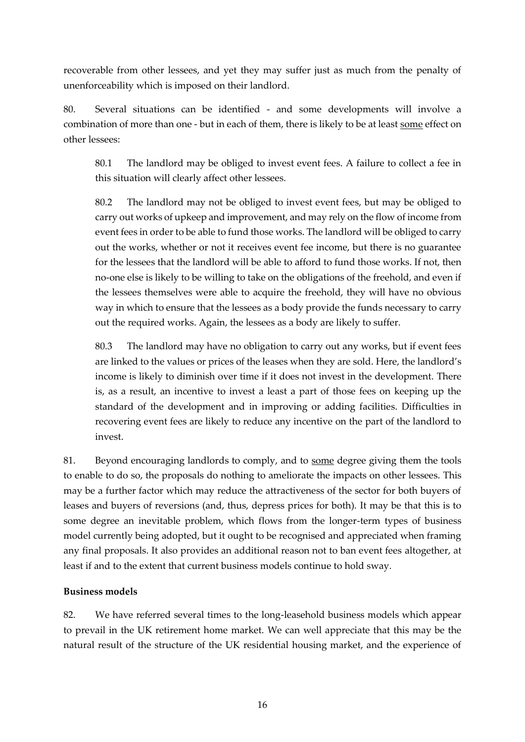recoverable from other lessees, and yet they may suffer just as much from the penalty of unenforceability which is imposed on their landlord.

80. Several situations can be identified - and some developments will involve a combination of more than one - but in each of them, there is likely to be at least <u>some</u> effect on other lessees:

80.1 The landlord may be obliged to invest event fees. A failure to collect a fee in this situation will clearly affect other lessees.

80.2 The landlord may not be obliged to invest event fees, but may be obliged to carry out works of upkeep and improvement, and may rely on the flow of income from event fees in order to be able to fund those works. The landlord will be obliged to carry out the works, whether or not it receives event fee income, but there is no guarantee for the lessees that the landlord will be able to afford to fund those works. If not, then no-one else is likely to be willing to take on the obligations of the freehold, and even if the lessees themselves were able to acquire the freehold, they will have no obvious way in which to ensure that the lessees as a body provide the funds necessary to carry out the required works. Again, the lessees as a body are likely to suffer.

80.3 The landlord may have no obligation to carry out any works, but if event fees are linked to the values or prices of the leases when they are sold. Here, the landlord's income is likely to diminish over time if it does not invest in the development. There is, as a result, an incentive to invest a least a part of those fees on keeping up the standard of the development and in improving or adding facilities. Difficulties in recovering event fees are likely to reduce any incentive on the part of the landlord to invest.

81. Beyond encouraging landlords to comply, and to <u>some</u> degree giving them the tools to enable to do so, the proposals do nothing to ameliorate the impacts on other lessees. This may be a further factor which may reduce the attractiveness of the sector for both buyers of leases and buyers of reversions (and, thus, depress prices for both). It may be that this is to some degree an inevitable problem, which flows from the longer-term types of business model currently being adopted, but it ought to be recognised and appreciated when framing any final proposals. It also provides an additional reason not to ban event fees altogether, at least if and to the extent that current business models continue to hold sway.

**Business models**

82. We have referred several times to the long-leasehold business models which appear to prevail in the UK retirement home market. We can well appreciate that this may be the natural result of the structure of the UK residential housing market, and the experience of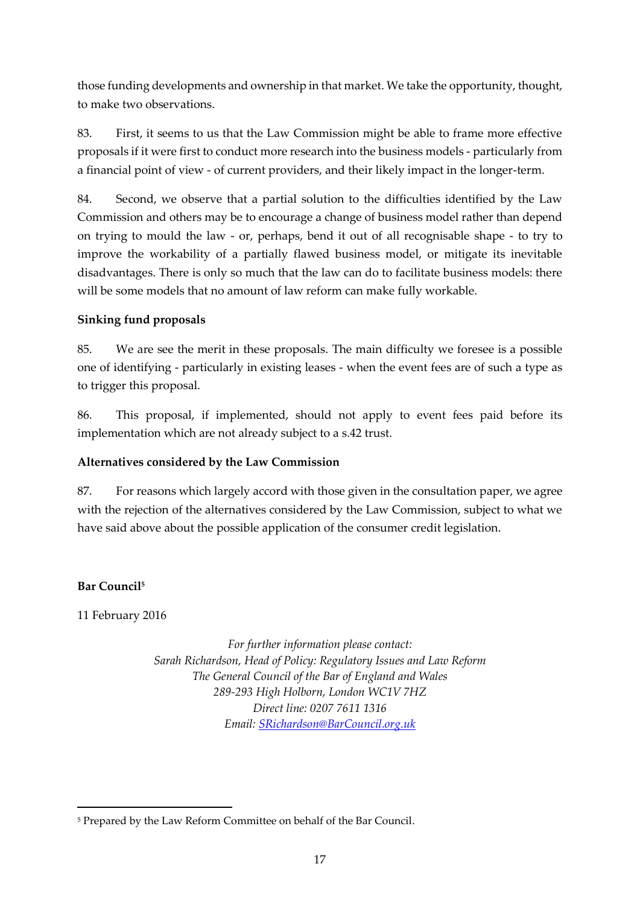those funding developments and ownership in that market. We take the opportunity, thought, to make two observations.

83. First, it seems to us that the Law Commission might be able to frame more effective proposals if it were first to conduct more research into the business models - particularly from a financial point of view - of current providers, and their likely impact in the longer-term.

84. Second, we observe that a partial solution to the difficulties identified by the Law Commission and others may be to encourage a change of business model rather than depend on trying to mould the law - or, perhaps, bend it out of all recognisable shape - to try to improve the workability of a partially flawed business model, or mitigate its inevitable disadvantages. There is only so much that the law can do to facilitate business models: there will be some models that no amount of law reform can make fully workable.

**Sinking fund proposals**

85. We are see the merit in these proposals. The main difficulty we foresee is a possible one of identifying - particularly in existing leases - when the event fees are of such a type as to trigger this proposal.

86. This proposal, if implemented, should not apply to event fees paid before its implementation which are not already subject to a s.42 trust.

**Alternatives considered by the Law Commission**

87. For reasons which largely accord with those given in the consultation paper, we agree with the rejection of the alternatives considered by the Law Commission, subject to what we have said above about the possible application of the consumer credit legislation.

**Bar Council**[5]

11 February 2016

*For further information please contact:*
*Sarah Richardson, Head of Policy: Regulatory Issues and Law Reform*
*The General Council of the Bar of England and Wales*
*289-293 High Holborn, London WC1V 7HZ*
*Direct line: 0207 7611 1316*
*Email: SRichardson@BarCouncil.org.uk*

---

[5] Prepared by the Law Reform Committee on behalf of the Bar Council.